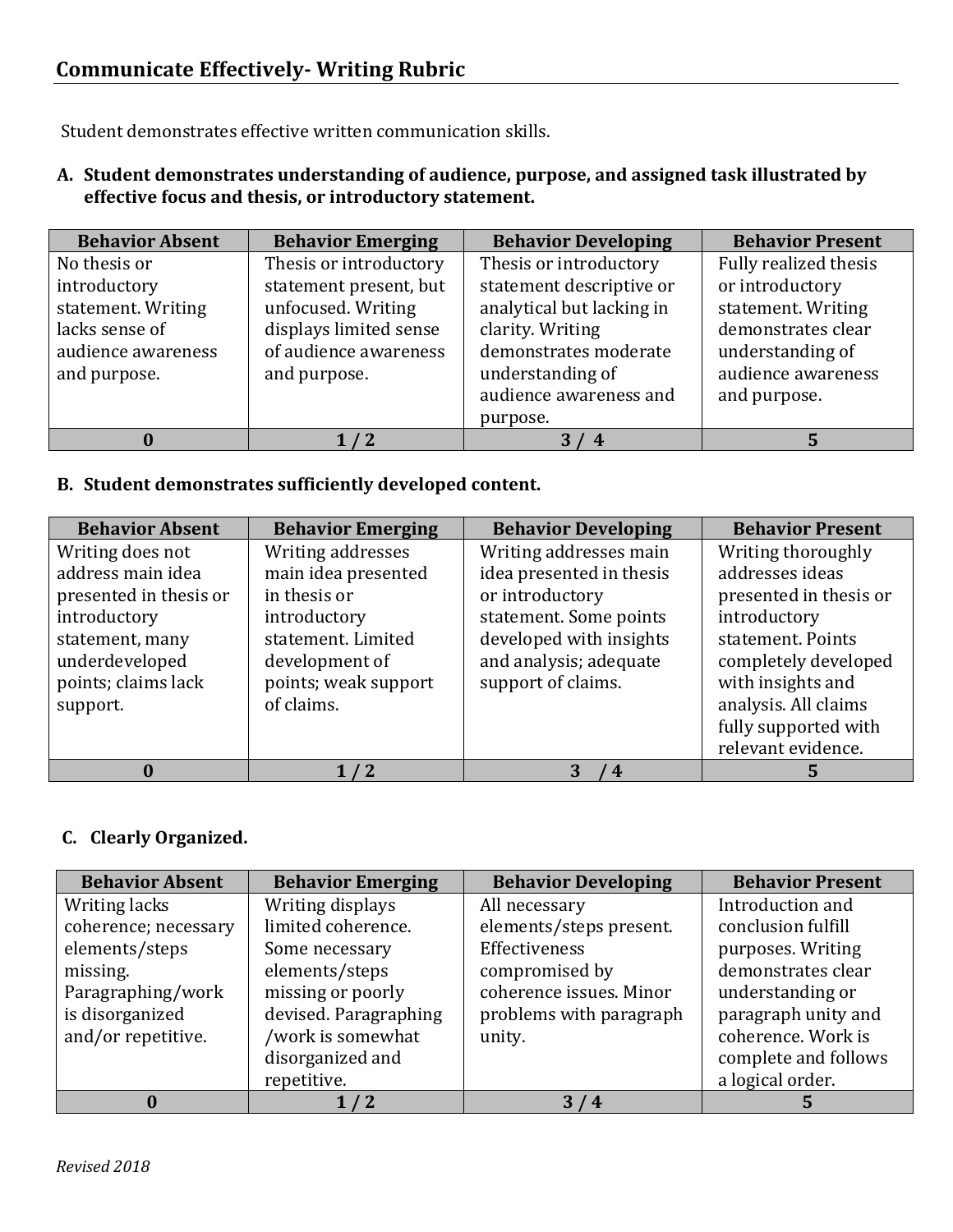## Communicate Effectively- Writing Rubric

Student demonstrates effective written communication skills.

**A. Student demonstrates understanding of audience, purpose, and assigned task illustrated by effective focus and thesis, or introductory statement.**

| Behavior Absent | Behavior Emerging | Behavior Developing | Behavior Present |
|---|---|---|---|
| No thesis or introductory statement. Writing lacks sense of audience awareness and purpose. | Thesis or introductory statement present, but unfocused. Writing displays limited sense of audience awareness and purpose. | Thesis or introductory statement descriptive or analytical but lacking in clarity. Writing demonstrates moderate understanding of audience awareness and purpose. | Fully realized thesis or introductory statement. Writing demonstrates clear understanding of audience awareness and purpose. |
| **0** | **1 / 2** | **3 / 4** | **5** |

**B. Student demonstrates sufficiently developed content.**

| Behavior Absent | Behavior Emerging | Behavior Developing | Behavior Present |
|---|---|---|---|
| Writing does not address main idea presented in thesis or introductory statement, many underdeveloped points; claims lack support. | Writing addresses main idea presented in thesis or introductory statement. Limited development of points; weak support of claims. | Writing addresses main idea presented in thesis or introductory statement. Some points developed with insights and analysis; adequate support of claims. | Writing thoroughly addresses ideas presented in thesis or introductory statement. Points completely developed with insights and analysis. All claims fully supported with relevant evidence. |
| **0** | **1 / 2** | **3 / 4** | **5** |

**C. Clearly Organized.**

| Behavior Absent | Behavior Emerging | Behavior Developing | Behavior Present |
|---|---|---|---|
| Writing lacks coherence; necessary elements/steps missing. Paragraphing/work is disorganized and/or repetitive. | Writing displays limited coherence. Some necessary elements/steps missing or poorly devised. Paragraphing /work is somewhat disorganized and repetitive. | All necessary elements/steps present. Effectiveness compromised by coherence issues. Minor problems with paragraph unity. | Introduction and conclusion fulfill purposes. Writing demonstrates clear understanding or paragraph unity and coherence. Work is complete and follows a logical order. |
| **0** | **1 / 2** | **3 / 4** | **5** |

*Revised 2018*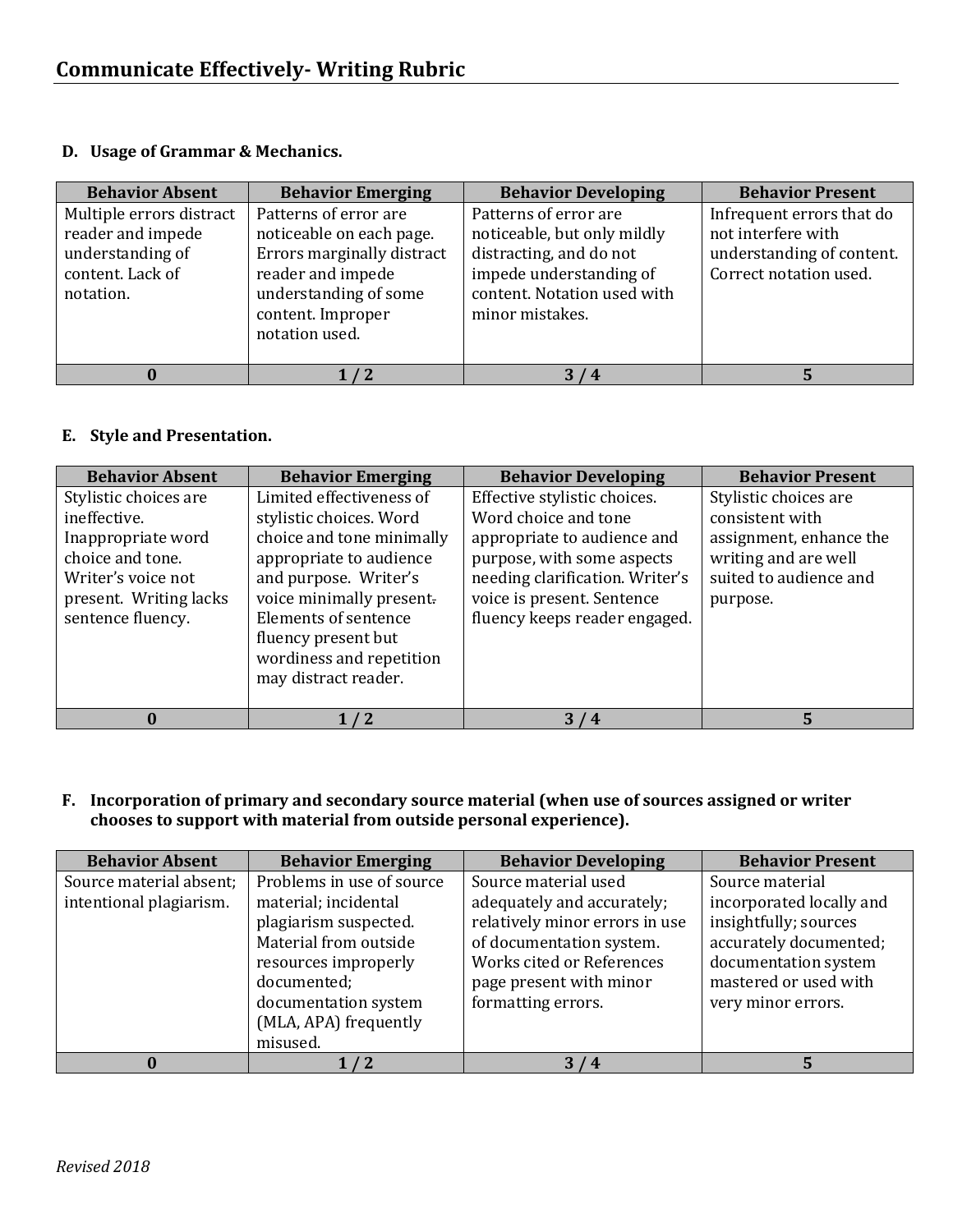## Communicate Effectively- Writing Rubric

**D. Usage of Grammar & Mechanics.**

| Behavior Absent | Behavior Emerging | Behavior Developing | Behavior Present |
|---|---|---|---|
| Multiple errors distract reader and impede understanding of content. Lack of notation. | Patterns of error are noticeable on each page. Errors marginally distract reader and impede understanding of some content. Improper notation used. | Patterns of error are noticeable, but only mildly distracting, and do not impede understanding of content. Notation used with minor mistakes. | Infrequent errors that do not interfere with understanding of content. Correct notation used. |
| **0** | **1 / 2** | **3 / 4** | **5** |

**E. Style and Presentation.**

| Behavior Absent | Behavior Emerging | Behavior Developing | Behavior Present |
|---|---|---|---|
| Stylistic choices are ineffective. Inappropriate word choice and tone. Writer's voice not present. Writing lacks sentence fluency. | Limited effectiveness of stylistic choices. Word choice and tone minimally appropriate to audience and purpose. Writer's voice minimally present. Elements of sentence fluency present but wordiness and repetition may distract reader. | Effective stylistic choices. Word choice and tone appropriate to audience and purpose, with some aspects needing clarification. Writer's voice is present. Sentence fluency keeps reader engaged. | Stylistic choices are consistent with assignment, enhance the writing and are well suited to audience and purpose. |
| **0** | **1 / 2** | **3 / 4** | **5** |

**F. Incorporation of primary and secondary source material (when use of sources assigned or writer chooses to support with material from outside personal experience).**

| Behavior Absent | Behavior Emerging | Behavior Developing | Behavior Present |
|---|---|---|---|
| Source material absent; intentional plagiarism. | Problems in use of source material; incidental plagiarism suspected. Material from outside resources improperly documented; documentation system (MLA, APA) frequently misused. | Source material used adequately and accurately; relatively minor errors in use of documentation system. Works cited or References page present with minor formatting errors. | Source material incorporated locally and insightfully; sources accurately documented; documentation system mastered or used with very minor errors. |
| **0** | **1 / 2** | **3 / 4** | **5** |

*Revised 2018*